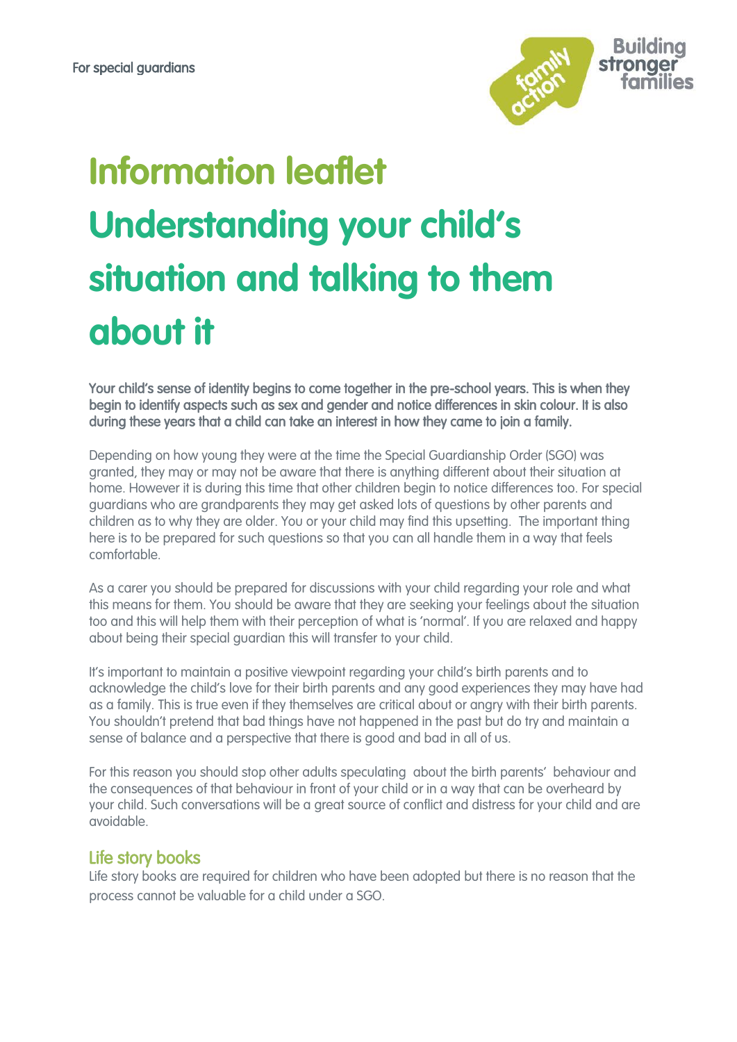For special guardians

# Information leaflet
# Understanding your child's situation and talking to them about it

**Your child's sense of identity begins to come together in the pre-school years. This is when they begin to identify aspects such as sex and gender and notice differences in skin colour. It is also during these years that a child can take an interest in how they came to join a family.**

Depending on how young they were at the time the Special Guardianship Order (SGO) was granted, they may or may not be aware that there is anything different about their situation at home. However it is during this time that other children begin to notice differences too. For special guardians who are grandparents they may get asked lots of questions by other parents and children as to why they are older. You or your child may find this upsetting. The important thing here is to be prepared for such questions so that you can all handle them in a way that feels comfortable.

As a carer you should be prepared for discussions with your child regarding your role and what this means for them. You should be aware that they are seeking your feelings about the situation too and this will help them with their perception of what is 'normal'. If you are relaxed and happy about being their special guardian this will transfer to your child.

It's important to maintain a positive viewpoint regarding your child's birth parents and to acknowledge the child's love for their birth parents and any good experiences they may have had as a family. This is true even if they themselves are critical about or angry with their birth parents. You shouldn't pretend that bad things have not happened in the past but do try and maintain a sense of balance and a perspective that there is good and bad in all of us.

For this reason you should stop other adults speculating about the birth parents' behaviour and the consequences of that behaviour in front of your child or in a way that can be overheard by your child. Such conversations will be a great source of conflict and distress for your child and are avoidable.

## Life story books

Life story books are required for children who have been adopted but there is no reason that the process cannot be valuable for a child under a SGO.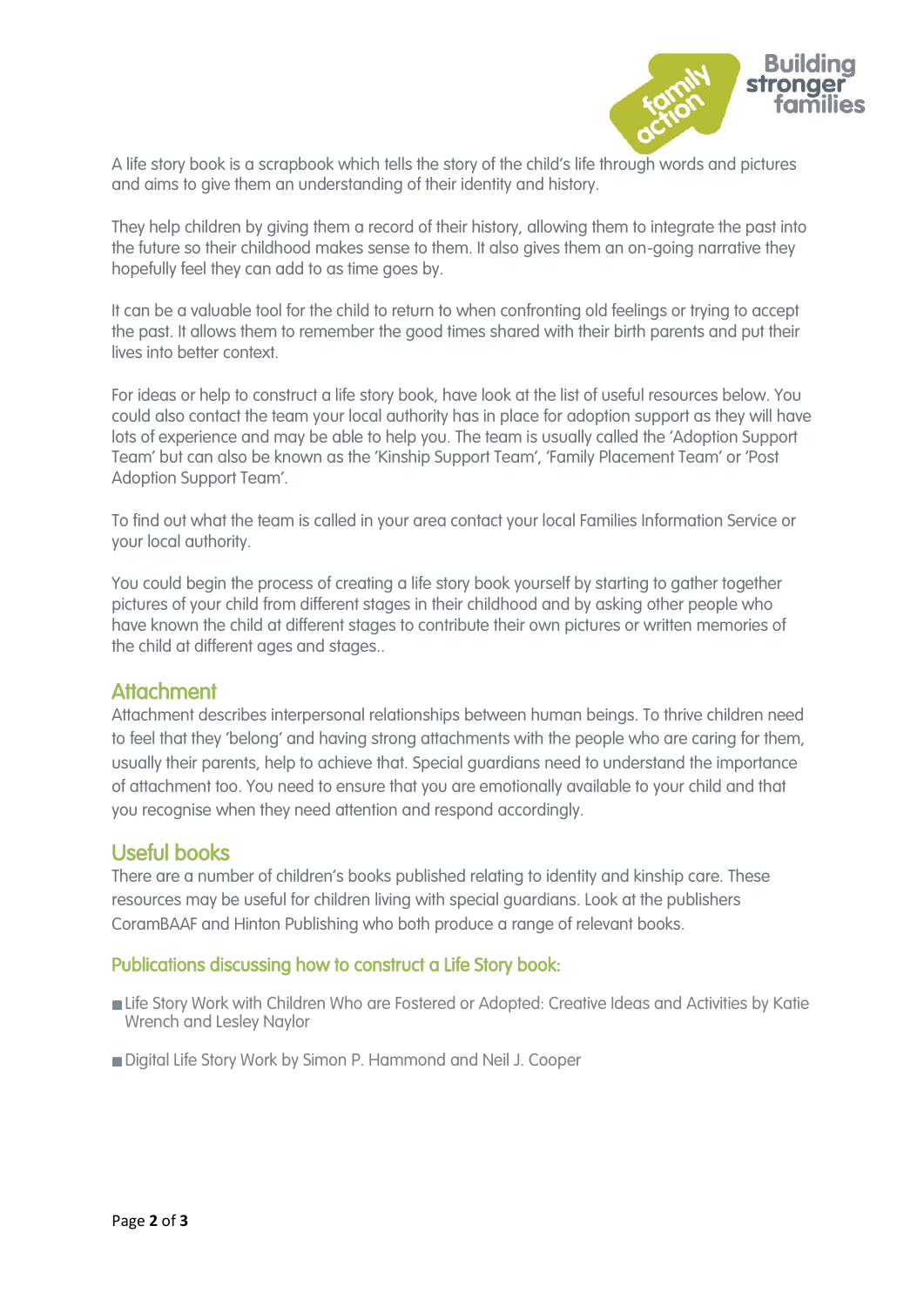A life story book is a scrapbook which tells the story of the child's life through words and pictures and aims to give them an understanding of their identity and history.

They help children by giving them a record of their history, allowing them to integrate the past into the future so their childhood makes sense to them. It also gives them an on-going narrative they hopefully feel they can add to as time goes by.

It can be a valuable tool for the child to return to when confronting old feelings or trying to accept the past. It allows them to remember the good times shared with their birth parents and put their lives into better context.

For ideas or help to construct a life story book, have look at the list of useful resources below. You could also contact the team your local authority has in place for adoption support as they will have lots of experience and may be able to help you. The team is usually called the 'Adoption Support Team' but can also be known as the 'Kinship Support Team', 'Family Placement Team' or 'Post Adoption Support Team'.

To find out what the team is called in your area contact your local Families Information Service or your local authority.

You could begin the process of creating a life story book yourself by starting to gather together pictures of your child from different stages in their childhood and by asking other people who have known the child at different stages to contribute their own pictures or written memories of the child at different ages and stages..

## Attachment

Attachment describes interpersonal relationships between human beings. To thrive children need to feel that they 'belong' and having strong attachments with the people who are caring for them, usually their parents, help to achieve that. Special guardians need to understand the importance of attachment too. You need to ensure that you are emotionally available to your child and that you recognise when they need attention and respond accordingly.

## Useful books

There are a number of children's books published relating to identity and kinship care. These resources may be useful for children living with special guardians. Look at the publishers CoramBAAF and Hinton Publishing who both produce a range of relevant books.

### Publications discussing how to construct a Life Story book:

- Life Story Work with Children Who are Fostered or Adopted: Creative Ideas and Activities by Katie Wrench and Lesley Naylor
- Digital Life Story Work by Simon P. Hammond and Neil J. Cooper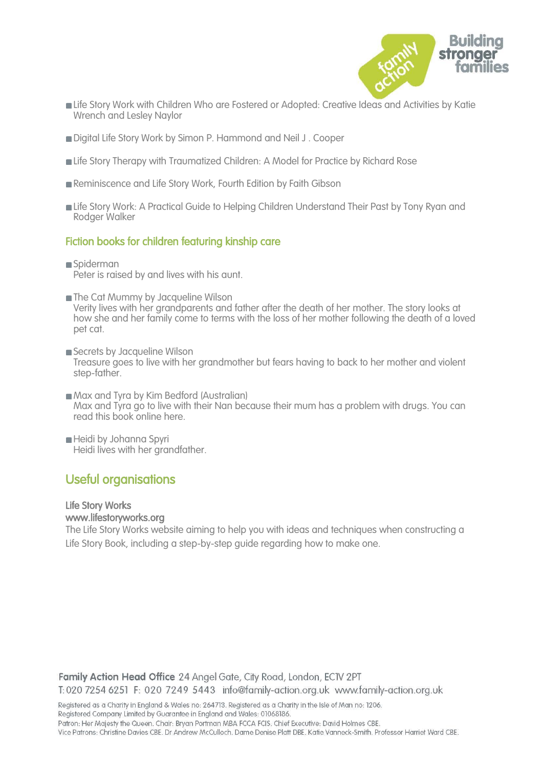- Life Story Work with Children Who are Fostered or Adopted: Creative Ideas and Activities by Katie Wrench and Lesley Naylor
- Digital Life Story Work by Simon P. Hammond and Neil J . Cooper
- Life Story Therapy with Traumatized Children: A Model for Practice by Richard Rose
- Reminiscence and Life Story Work, Fourth Edition by Faith Gibson
- Life Story Work: A Practical Guide to Helping Children Understand Their Past by Tony Ryan and Rodger Walker

### Fiction books for children featuring kinship care

- Spiderman
  Peter is raised by and lives with his aunt.
- The Cat Mummy by Jacqueline Wilson
  Verity lives with her grandparents and father after the death of her mother. The story looks at how she and her family come to terms with the loss of her mother following the death of a loved pet cat.
- Secrets by Jacqueline Wilson
  Treasure goes to live with her grandmother but fears having to back to her mother and violent step-father.
- Max and Tyra by Kim Bedford (Australian)
  Max and Tyra go to live with their Nan because their mum has a problem with drugs. You can read this book online here.
- Heidi by Johanna Spyri
  Heidi lives with her grandfather.

## Useful organisations

**Life Story Works**
**www.lifestoryworks.org**
The Life Story Works website aiming to help you with ideas and techniques when constructing a Life Story Book, including a step-by-step guide regarding how to make one.

**Family Action Head Office** 24 Angel Gate, City Road, London, EC1V 2PT
T: 020 7254 6251 F: 020 7249 5443 info@family-action.org.uk www.family-action.org.uk

Registered as a Charity in England & Wales no: 264713. Registered as a Charity in the Isle of Man no: 1206.
Registered Company Limited by Guarantee in England and Wales: 01068186.
Patron: Her Majesty the Queen. Chair: Bryan Portman MBA FCCA FCIS. Chief Executive: David Holmes CBE.
Vice Patrons: Christine Davies CBE. Dr Andrew McCulloch. Dame Denise Platt DBE. Katie Vanneck-Smith. Professor Harriet Ward CBE.